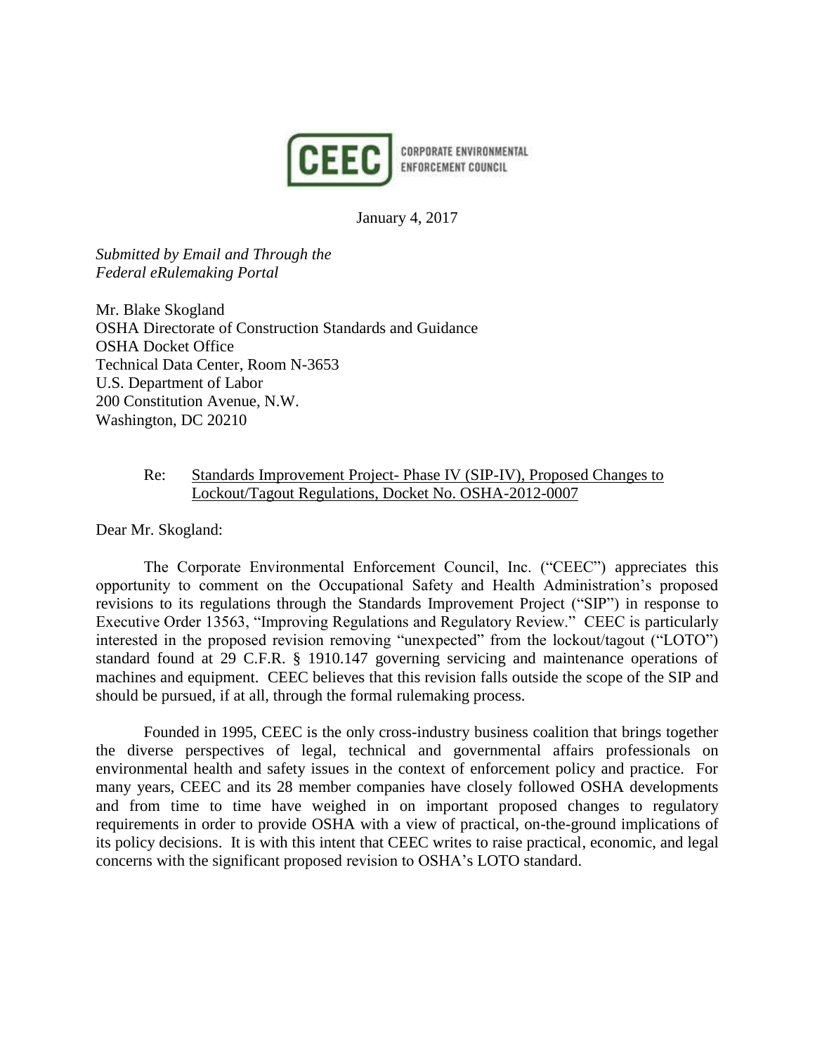CEEC CORPORATE ENVIRONMENTAL ENFORCEMENT COUNCIL

January 4, 2017

*Submitted by Email and Through the*
*Federal eRulemaking Portal*

Mr. Blake Skogland
OSHA Directorate of Construction Standards and Guidance
OSHA Docket Office
Technical Data Center, Room N-3653
U.S. Department of Labor
200 Constitution Avenue, N.W.
Washington, DC 20210

Re: Standards Improvement Project- Phase IV (SIP-IV), Proposed Changes to Lockout/Tagout Regulations, Docket No. OSHA-2012-0007

Dear Mr. Skogland:

The Corporate Environmental Enforcement Council, Inc. ("CEEC") appreciates this opportunity to comment on the Occupational Safety and Health Administration's proposed revisions to its regulations through the Standards Improvement Project ("SIP") in response to Executive Order 13563, "Improving Regulations and Regulatory Review." CEEC is particularly interested in the proposed revision removing "unexpected" from the lockout/tagout ("LOTO") standard found at 29 C.F.R. § 1910.147 governing servicing and maintenance operations of machines and equipment. CEEC believes that this revision falls outside the scope of the SIP and should be pursued, if at all, through the formal rulemaking process.

Founded in 1995, CEEC is the only cross-industry business coalition that brings together the diverse perspectives of legal, technical and governmental affairs professionals on environmental health and safety issues in the context of enforcement policy and practice. For many years, CEEC and its 28 member companies have closely followed OSHA developments and from time to time have weighed in on important proposed changes to regulatory requirements in order to provide OSHA with a view of practical, on-the-ground implications of its policy decisions. It is with this intent that CEEC writes to raise practical, economic, and legal concerns with the significant proposed revision to OSHA's LOTO standard.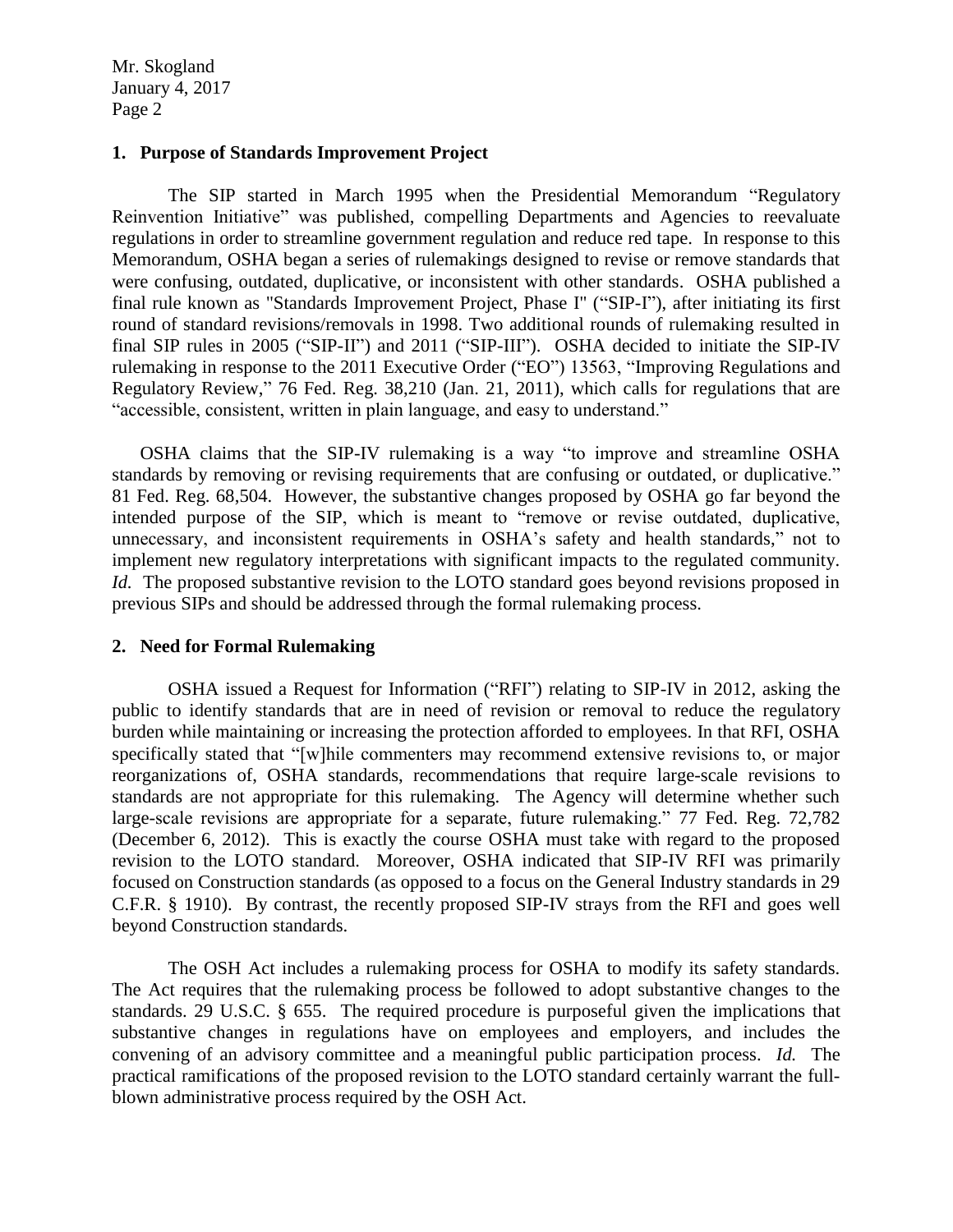## 1. Purpose of Standards Improvement Project

The SIP started in March 1995 when the Presidential Memorandum "Regulatory Reinvention Initiative" was published, compelling Departments and Agencies to reevaluate regulations in order to streamline government regulation and reduce red tape. In response to this Memorandum, OSHA began a series of rulemakings designed to revise or remove standards that were confusing, outdated, duplicative, or inconsistent with other standards. OSHA published a final rule known as "Standards Improvement Project, Phase I" ("SIP-I"), after initiating its first round of standard revisions/removals in 1998. Two additional rounds of rulemaking resulted in final SIP rules in 2005 ("SIP-II") and 2011 ("SIP-III"). OSHA decided to initiate the SIP-IV rulemaking in response to the 2011 Executive Order ("EO") 13563, "Improving Regulations and Regulatory Review," 76 Fed. Reg. 38,210 (Jan. 21, 2011), which calls for regulations that are "accessible, consistent, written in plain language, and easy to understand."

OSHA claims that the SIP-IV rulemaking is a way "to improve and streamline OSHA standards by removing or revising requirements that are confusing or outdated, or duplicative." 81 Fed. Reg. 68,504. However, the substantive changes proposed by OSHA go far beyond the intended purpose of the SIP, which is meant to "remove or revise outdated, duplicative, unnecessary, and inconsistent requirements in OSHA's safety and health standards," not to implement new regulatory interpretations with significant impacts to the regulated community. *Id.* The proposed substantive revision to the LOTO standard goes beyond revisions proposed in previous SIPs and should be addressed through the formal rulemaking process.

## 2. Need for Formal Rulemaking

OSHA issued a Request for Information ("RFI") relating to SIP-IV in 2012, asking the public to identify standards that are in need of revision or removal to reduce the regulatory burden while maintaining or increasing the protection afforded to employees. In that RFI, OSHA specifically stated that "[w]hile commenters may recommend extensive revisions to, or major reorganizations of, OSHA standards, recommendations that require large-scale revisions to standards are not appropriate for this rulemaking. The Agency will determine whether such large-scale revisions are appropriate for a separate, future rulemaking." 77 Fed. Reg. 72,782 (December 6, 2012). This is exactly the course OSHA must take with regard to the proposed revision to the LOTO standard. Moreover, OSHA indicated that SIP-IV RFI was primarily focused on Construction standards (as opposed to a focus on the General Industry standards in 29 C.F.R. § 1910). By contrast, the recently proposed SIP-IV strays from the RFI and goes well beyond Construction standards.

The OSH Act includes a rulemaking process for OSHA to modify its safety standards. The Act requires that the rulemaking process be followed to adopt substantive changes to the standards. 29 U.S.C. § 655. The required procedure is purposeful given the implications that substantive changes in regulations have on employees and employers, and includes the convening of an advisory committee and a meaningful public participation process. *Id.* The practical ramifications of the proposed revision to the LOTO standard certainly warrant the full-blown administrative process required by the OSH Act.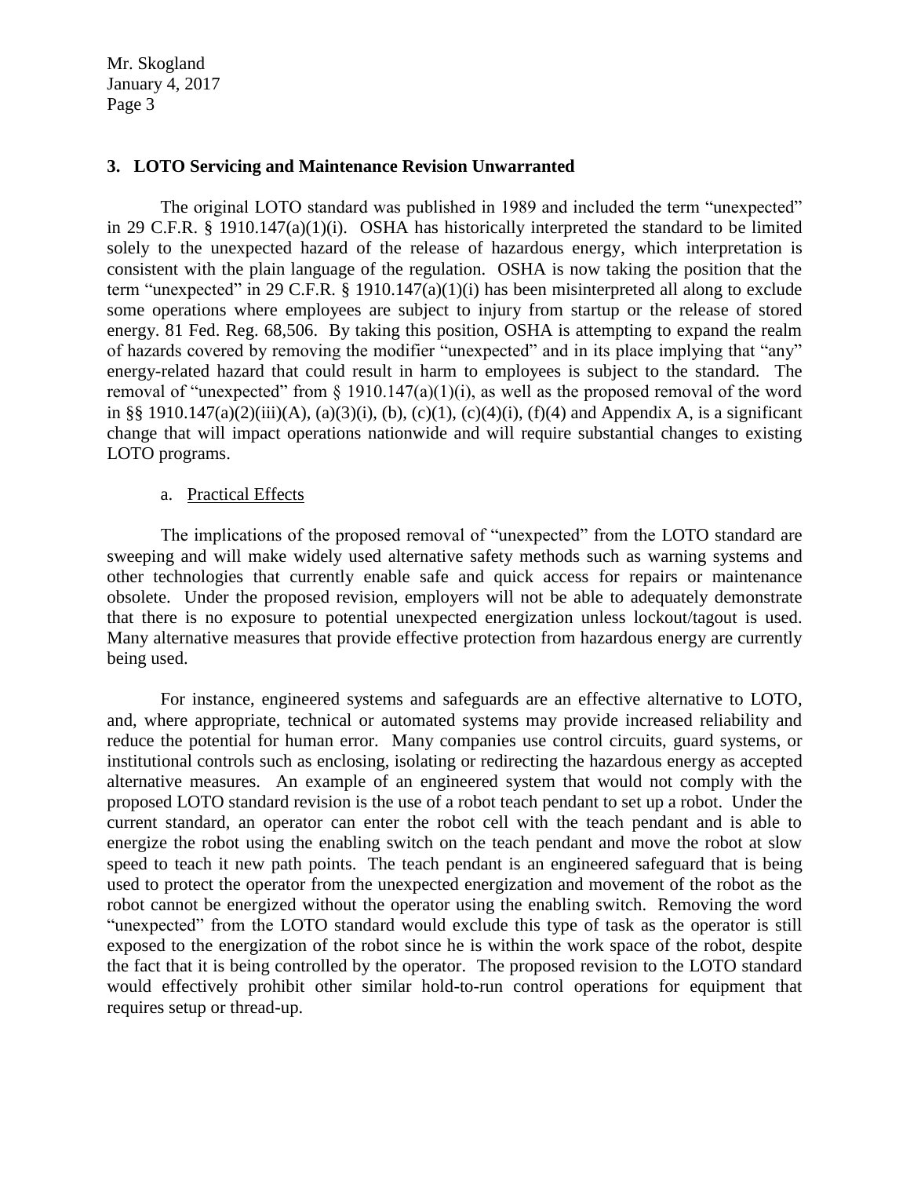### 3. LOTO Servicing and Maintenance Revision Unwarranted

The original LOTO standard was published in 1989 and included the term "unexpected" in 29 C.F.R. § 1910.147(a)(1)(i). OSHA has historically interpreted the standard to be limited solely to the unexpected hazard of the release of hazardous energy, which interpretation is consistent with the plain language of the regulation. OSHA is now taking the position that the term "unexpected" in 29 C.F.R. § 1910.147(a)(1)(i) has been misinterpreted all along to exclude some operations where employees are subject to injury from startup or the release of stored energy. 81 Fed. Reg. 68,506. By taking this position, OSHA is attempting to expand the realm of hazards covered by removing the modifier "unexpected" and in its place implying that "any" energy-related hazard that could result in harm to employees is subject to the standard. The removal of "unexpected" from § 1910.147(a)(1)(i), as well as the proposed removal of the word in §§ 1910.147(a)(2)(iii)(A), (a)(3)(i), (b), (c)(1), (c)(4)(i), (f)(4) and Appendix A, is a significant change that will impact operations nationwide and will require substantial changes to existing LOTO programs.

a. Practical Effects

The implications of the proposed removal of "unexpected" from the LOTO standard are sweeping and will make widely used alternative safety methods such as warning systems and other technologies that currently enable safe and quick access for repairs or maintenance obsolete. Under the proposed revision, employers will not be able to adequately demonstrate that there is no exposure to potential unexpected energization unless lockout/tagout is used. Many alternative measures that provide effective protection from hazardous energy are currently being used.

For instance, engineered systems and safeguards are an effective alternative to LOTO, and, where appropriate, technical or automated systems may provide increased reliability and reduce the potential for human error. Many companies use control circuits, guard systems, or institutional controls such as enclosing, isolating or redirecting the hazardous energy as accepted alternative measures. An example of an engineered system that would not comply with the proposed LOTO standard revision is the use of a robot teach pendant to set up a robot. Under the current standard, an operator can enter the robot cell with the teach pendant and is able to energize the robot using the enabling switch on the teach pendant and move the robot at slow speed to teach it new path points. The teach pendant is an engineered safeguard that is being used to protect the operator from the unexpected energization and movement of the robot as the robot cannot be energized without the operator using the enabling switch. Removing the word "unexpected" from the LOTO standard would exclude this type of task as the operator is still exposed to the energization of the robot since he is within the work space of the robot, despite the fact that it is being controlled by the operator. The proposed revision to the LOTO standard would effectively prohibit other similar hold-to-run control operations for equipment that requires setup or thread-up.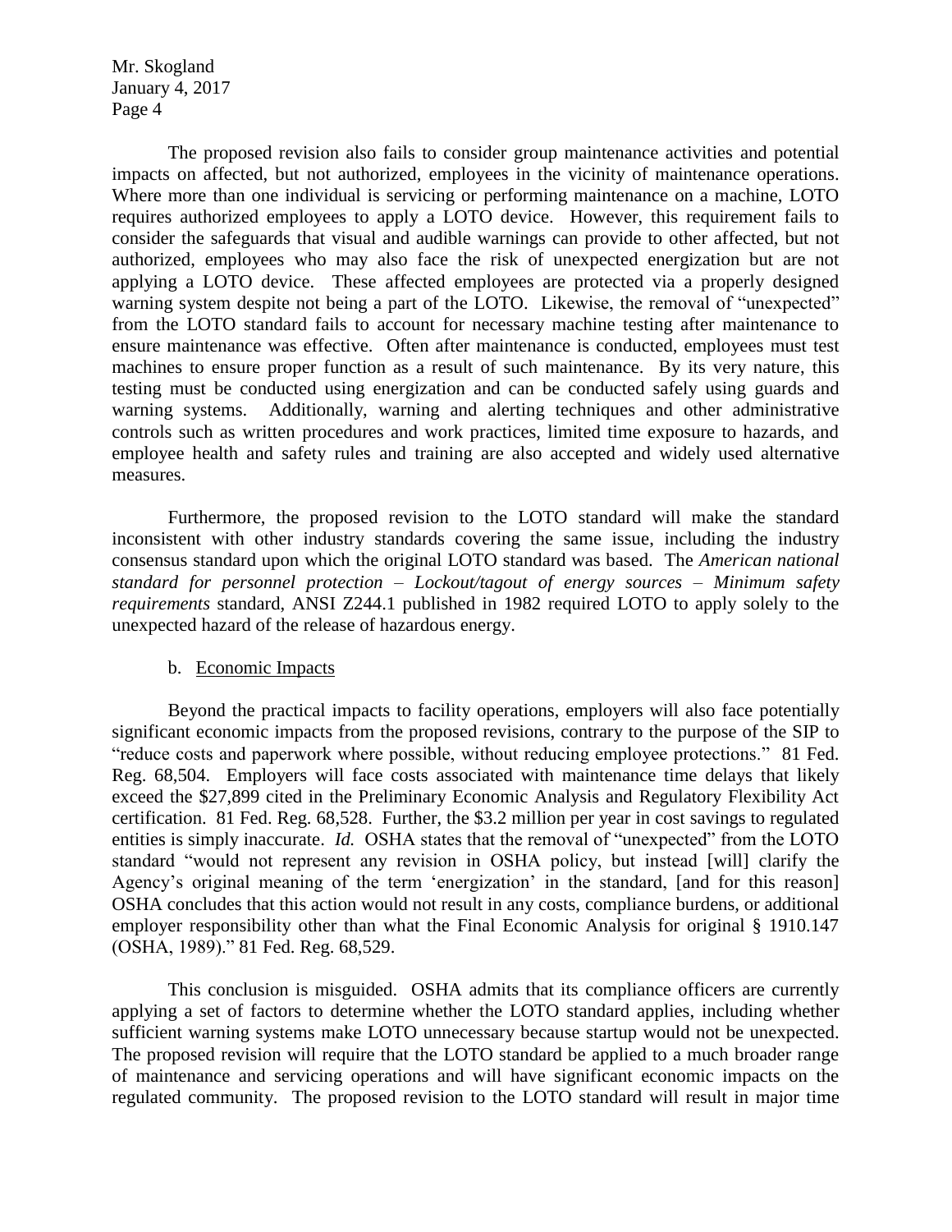The proposed revision also fails to consider group maintenance activities and potential impacts on affected, but not authorized, employees in the vicinity of maintenance operations. Where more than one individual is servicing or performing maintenance on a machine, LOTO requires authorized employees to apply a LOTO device. However, this requirement fails to consider the safeguards that visual and audible warnings can provide to other affected, but not authorized, employees who may also face the risk of unexpected energization but are not applying a LOTO device. These affected employees are protected via a properly designed warning system despite not being a part of the LOTO. Likewise, the removal of "unexpected" from the LOTO standard fails to account for necessary machine testing after maintenance to ensure maintenance was effective. Often after maintenance is conducted, employees must test machines to ensure proper function as a result of such maintenance. By its very nature, this testing must be conducted using energization and can be conducted safely using guards and warning systems. Additionally, warning and alerting techniques and other administrative controls such as written procedures and work practices, limited time exposure to hazards, and employee health and safety rules and training are also accepted and widely used alternative measures.

Furthermore, the proposed revision to the LOTO standard will make the standard inconsistent with other industry standards covering the same issue, including the industry consensus standard upon which the original LOTO standard was based. The *American national standard for personnel protection – Lockout/tagout of energy sources – Minimum safety requirements* standard, ANSI Z244.1 published in 1982 required LOTO to apply solely to the unexpected hazard of the release of hazardous energy.

b. <u>Economic Impacts</u>

Beyond the practical impacts to facility operations, employers will also face potentially significant economic impacts from the proposed revisions, contrary to the purpose of the SIP to "reduce costs and paperwork where possible, without reducing employee protections." 81 Fed. Reg. 68,504. Employers will face costs associated with maintenance time delays that likely exceed the $27,899 cited in the Preliminary Economic Analysis and Regulatory Flexibility Act certification. 81 Fed. Reg. 68,528. Further, the $3.2 million per year in cost savings to regulated entities is simply inaccurate. *Id.* OSHA states that the removal of "unexpected" from the LOTO standard "would not represent any revision in OSHA policy, but instead [will] clarify the Agency's original meaning of the term 'energization' in the standard, [and for this reason] OSHA concludes that this action would not result in any costs, compliance burdens, or additional employer responsibility other than what the Final Economic Analysis for original § 1910.147 (OSHA, 1989)." 81 Fed. Reg. 68,529.

This conclusion is misguided. OSHA admits that its compliance officers are currently applying a set of factors to determine whether the LOTO standard applies, including whether sufficient warning systems make LOTO unnecessary because startup would not be unexpected. The proposed revision will require that the LOTO standard be applied to a much broader range of maintenance and servicing operations and will have significant economic impacts on the regulated community. The proposed revision to the LOTO standard will result in major time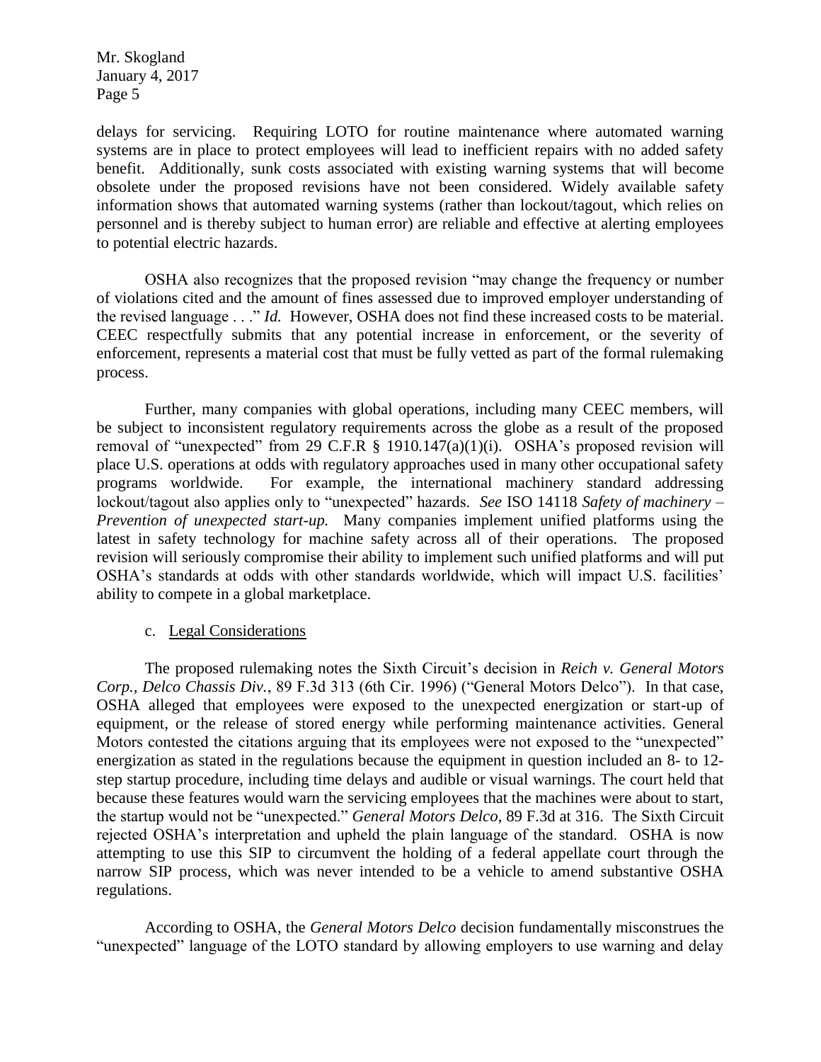delays for servicing. Requiring LOTO for routine maintenance where automated warning systems are in place to protect employees will lead to inefficient repairs with no added safety benefit. Additionally, sunk costs associated with existing warning systems that will become obsolete under the proposed revisions have not been considered. Widely available safety information shows that automated warning systems (rather than lockout/tagout, which relies on personnel and is thereby subject to human error) are reliable and effective at alerting employees to potential electric hazards.

OSHA also recognizes that the proposed revision "may change the frequency or number of violations cited and the amount of fines assessed due to improved employer understanding of the revised language . . ." *Id.* However, OSHA does not find these increased costs to be material. CEEC respectfully submits that any potential increase in enforcement, or the severity of enforcement, represents a material cost that must be fully vetted as part of the formal rulemaking process.

Further, many companies with global operations, including many CEEC members, will be subject to inconsistent regulatory requirements across the globe as a result of the proposed removal of "unexpected" from 29 C.F.R § 1910.147(a)(1)(i). OSHA's proposed revision will place U.S. operations at odds with regulatory approaches used in many other occupational safety programs worldwide. For example, the international machinery standard addressing lockout/tagout also applies only to "unexpected" hazards. *See* ISO 14118 *Safety of machinery – Prevention of unexpected start-up.* Many companies implement unified platforms using the latest in safety technology for machine safety across all of their operations. The proposed revision will seriously compromise their ability to implement such unified platforms and will put OSHA's standards at odds with other standards worldwide, which will impact U.S. facilities' ability to compete in a global marketplace.

c. Legal Considerations

The proposed rulemaking notes the Sixth Circuit's decision in *Reich v. General Motors Corp., Delco Chassis Div.*, 89 F.3d 313 (6th Cir. 1996) ("General Motors Delco"). In that case, OSHA alleged that employees were exposed to the unexpected energization or start-up of equipment, or the release of stored energy while performing maintenance activities. General Motors contested the citations arguing that its employees were not exposed to the "unexpected" energization as stated in the regulations because the equipment in question included an 8- to 12-step startup procedure, including time delays and audible or visual warnings. The court held that because these features would warn the servicing employees that the machines were about to start, the startup would not be "unexpected." *General Motors Delco*, 89 F.3d at 316. The Sixth Circuit rejected OSHA's interpretation and upheld the plain language of the standard. OSHA is now attempting to use this SIP to circumvent the holding of a federal appellate court through the narrow SIP process, which was never intended to be a vehicle to amend substantive OSHA regulations.

According to OSHA, the *General Motors Delco* decision fundamentally misconstrues the "unexpected" language of the LOTO standard by allowing employers to use warning and delay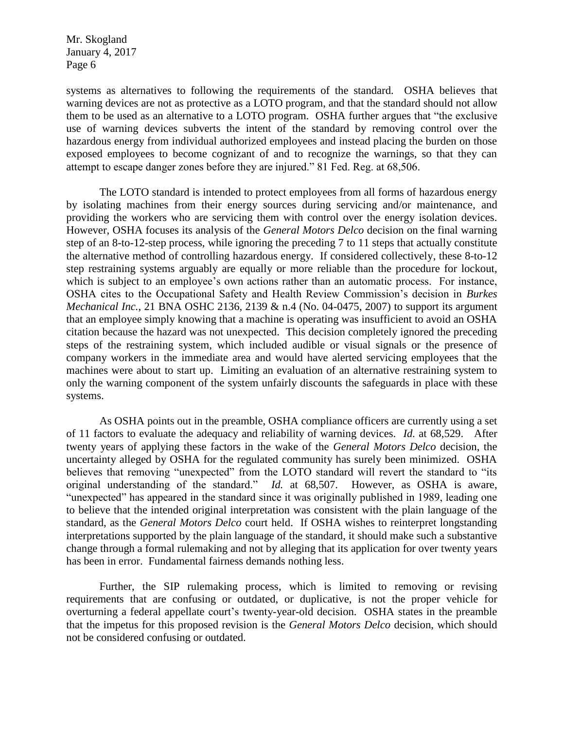systems as alternatives to following the requirements of the standard. OSHA believes that warning devices are not as protective as a LOTO program, and that the standard should not allow them to be used as an alternative to a LOTO program. OSHA further argues that "the exclusive use of warning devices subverts the intent of the standard by removing control over the hazardous energy from individual authorized employees and instead placing the burden on those exposed employees to become cognizant of and to recognize the warnings, so that they can attempt to escape danger zones before they are injured." 81 Fed. Reg. at 68,506.

The LOTO standard is intended to protect employees from all forms of hazardous energy by isolating machines from their energy sources during servicing and/or maintenance, and providing the workers who are servicing them with control over the energy isolation devices. However, OSHA focuses its analysis of the *General Motors Delco* decision on the final warning step of an 8-to-12-step process, while ignoring the preceding 7 to 11 steps that actually constitute the alternative method of controlling hazardous energy. If considered collectively, these 8-to-12 step restraining systems arguably are equally or more reliable than the procedure for lockout, which is subject to an employee's own actions rather than an automatic process. For instance, OSHA cites to the Occupational Safety and Health Review Commission's decision in *Burkes Mechanical Inc.*, 21 BNA OSHC 2136, 2139 & n.4 (No. 04-0475, 2007) to support its argument that an employee simply knowing that a machine is operating was insufficient to avoid an OSHA citation because the hazard was not unexpected. This decision completely ignored the preceding steps of the restraining system, which included audible or visual signals or the presence of company workers in the immediate area and would have alerted servicing employees that the machines were about to start up. Limiting an evaluation of an alternative restraining system to only the warning component of the system unfairly discounts the safeguards in place with these systems.

As OSHA points out in the preamble, OSHA compliance officers are currently using a set of 11 factors to evaluate the adequacy and reliability of warning devices. *Id.* at 68,529. After twenty years of applying these factors in the wake of the *General Motors Delco* decision, the uncertainty alleged by OSHA for the regulated community has surely been minimized. OSHA believes that removing "unexpected" from the LOTO standard will revert the standard to "its original understanding of the standard." *Id.* at 68,507. However, as OSHA is aware, "unexpected" has appeared in the standard since it was originally published in 1989, leading one to believe that the intended original interpretation was consistent with the plain language of the standard, as the *General Motors Delco* court held. If OSHA wishes to reinterpret longstanding interpretations supported by the plain language of the standard, it should make such a substantive change through a formal rulemaking and not by alleging that its application for over twenty years has been in error. Fundamental fairness demands nothing less.

Further, the SIP rulemaking process, which is limited to removing or revising requirements that are confusing or outdated, or duplicative, is not the proper vehicle for overturning a federal appellate court's twenty-year-old decision. OSHA states in the preamble that the impetus for this proposed revision is the *General Motors Delco* decision, which should not be considered confusing or outdated.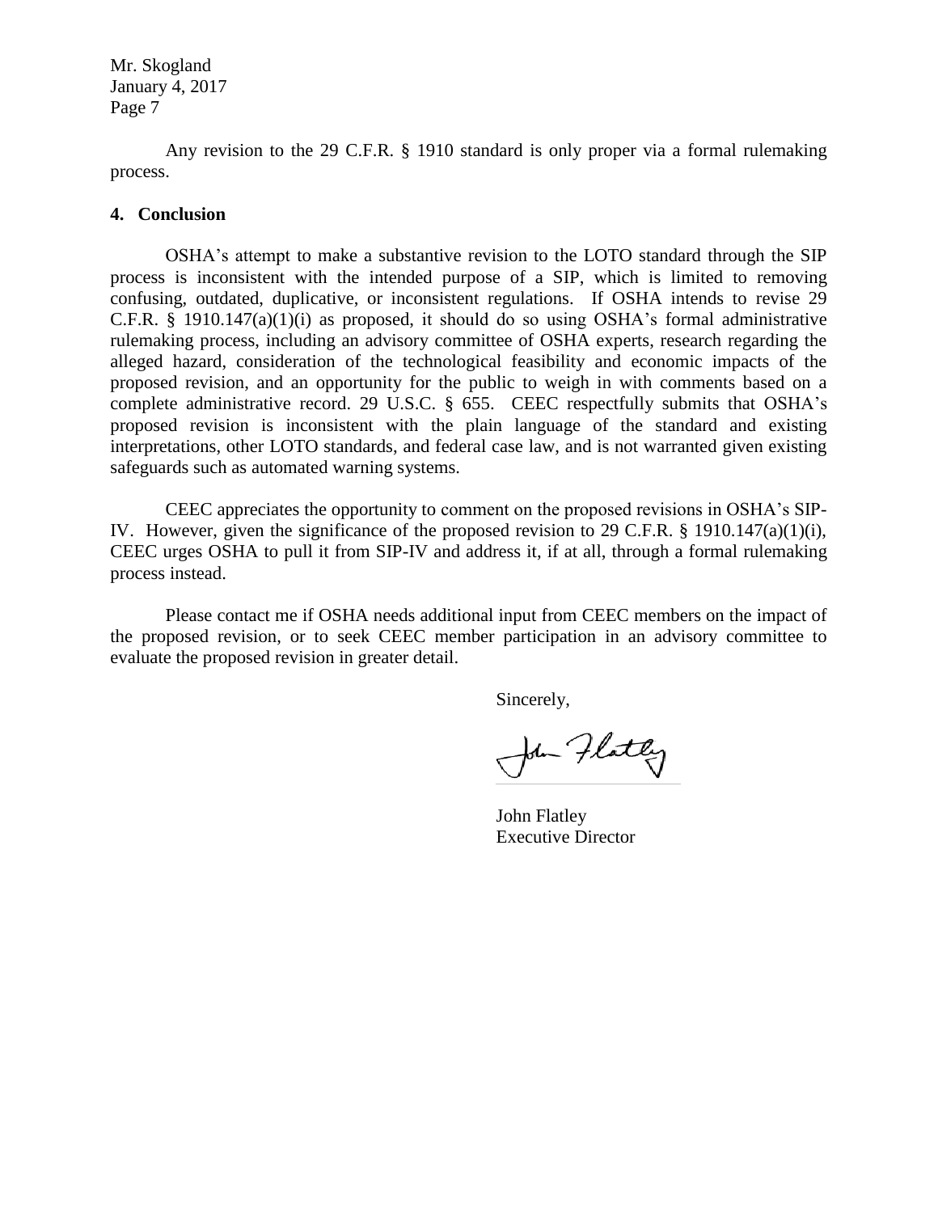Any revision to the 29 C.F.R. § 1910 standard is only proper via a formal rulemaking process.

**4. Conclusion**

OSHA's attempt to make a substantive revision to the LOTO standard through the SIP process is inconsistent with the intended purpose of a SIP, which is limited to removing confusing, outdated, duplicative, or inconsistent regulations. If OSHA intends to revise 29 C.F.R. § 1910.147(a)(1)(i) as proposed, it should do so using OSHA's formal administrative rulemaking process, including an advisory committee of OSHA experts, research regarding the alleged hazard, consideration of the technological feasibility and economic impacts of the proposed revision, and an opportunity for the public to weigh in with comments based on a complete administrative record. 29 U.S.C. § 655. CEEC respectfully submits that OSHA's proposed revision is inconsistent with the plain language of the standard and existing interpretations, other LOTO standards, and federal case law, and is not warranted given existing safeguards such as automated warning systems.

CEEC appreciates the opportunity to comment on the proposed revisions in OSHA's SIP-IV. However, given the significance of the proposed revision to 29 C.F.R. § 1910.147(a)(1)(i), CEEC urges OSHA to pull it from SIP-IV and address it, if at all, through a formal rulemaking process instead.

Please contact me if OSHA needs additional input from CEEC members on the impact of the proposed revision, or to seek CEEC member participation in an advisory committee to evaluate the proposed revision in greater detail.

Sincerely,

John Flatley
Executive Director